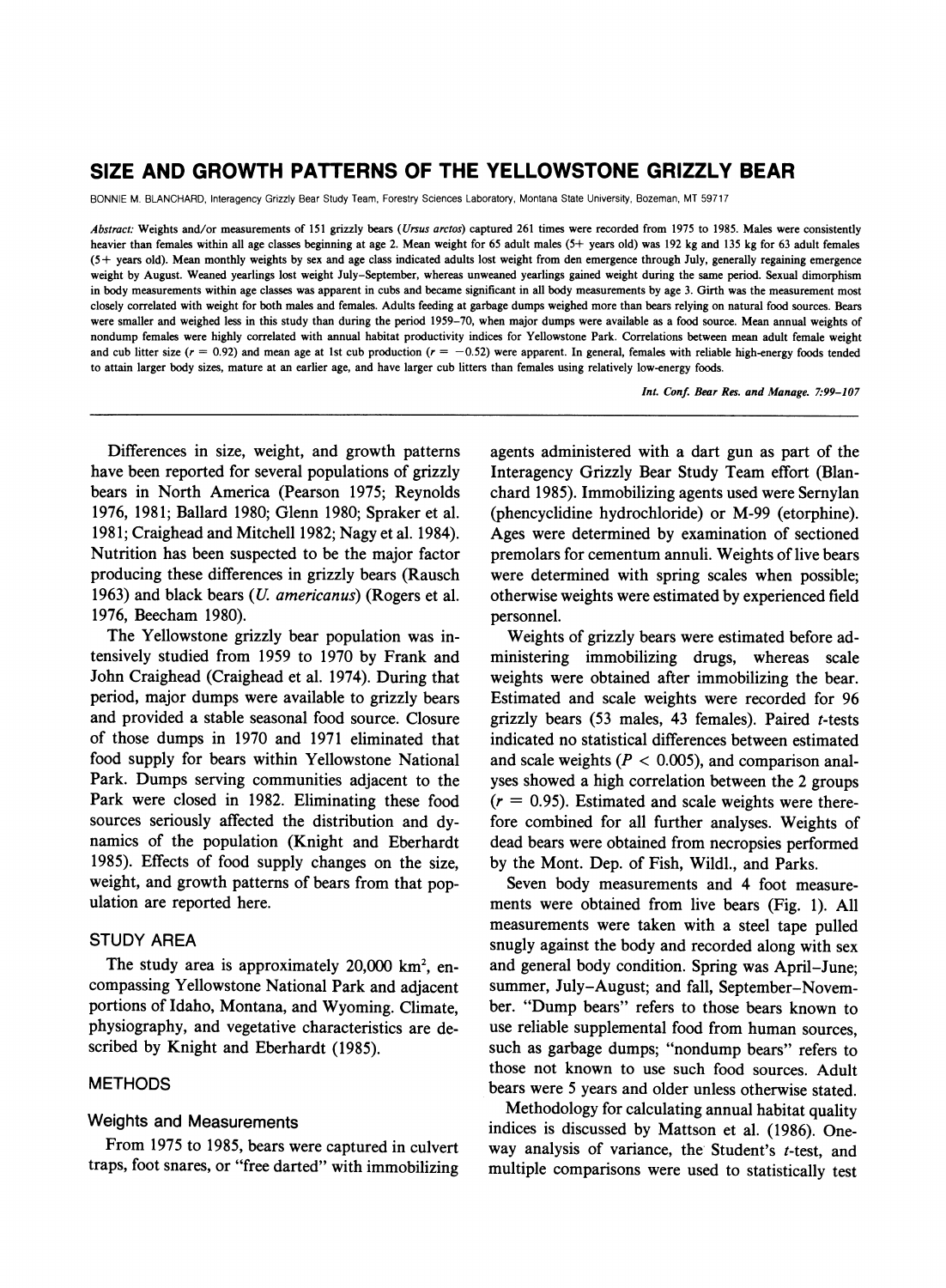# SIZE AND GROWTH PATTERNS OF THE YELLOWSTONE GRIZZLY BEAR

BONNIE M. BLANCHARD, Interagency Grizzly Bear Study Team, Forestry Sciences Laboratory, Montana State University, Bozeman, MT 59717

*Abstract:* Weights and/or measurements of 151 grizzly bears (*Ursus arctos*) captured 261 times were recorded from 1975 to 1985. Males were consistently heavier than females within all age classes beginning at age 2. Mean weight for 65 adult males (5+ years old) was 192 kg and 135 kg for 63 adult females (5+ years old). Mean monthly weights by sex and age class indicated adults lost weight from den emergence through July, generally regaining emergence weight by August. Weaned yearlings lost weight July–September, whereas unweaned yearlings gained weight during the same period. Sexual dimorphism in body measurements within age classes was apparent in cubs and became significant in all body measurements by age 3. Girth was the measurement most closely correlated with weight for both males and females. Adults feeding at garbage dumps weighed more than bears relying on natural food sources. Bears were smaller and weighed less in this study than during the period 1959–70, when major dumps were available as a food source. Mean annual weights of nondump females were highly correlated with annual habitat productivity indices for Yellowstone Park. Correlations between mean adult female weight and cub litter size ($r = 0.92$) and mean age at 1st cub production ($r = -0.52$) were apparent. In general, females with reliable high-energy foods tended to attain larger body sizes, mature at an earlier age, and have larger cub litters than females using relatively low-energy foods.

*Int. Conf. Bear Res. and Manage. 7:99–107*

Differences in size, weight, and growth patterns have been reported for several populations of grizzly bears in North America (Pearson 1975; Reynolds 1976, 1981; Ballard 1980; Glenn 1980; Spraker et al. 1981; Craighead and Mitchell 1982; Nagy et al. 1984). Nutrition has been suspected to be the major factor producing these differences in grizzly bears (Rausch 1963) and black bears (*U. americanus*) (Rogers et al. 1976, Beecham 1980).

The Yellowstone grizzly bear population was intensively studied from 1959 to 1970 by Frank and John Craighead (Craighead et al. 1974). During that period, major dumps were available to grizzly bears and provided a stable seasonal food source. Closure of those dumps in 1970 and 1971 eliminated that food supply for bears within Yellowstone National Park. Dumps serving communities adjacent to the Park were closed in 1982. Eliminating these food sources seriously affected the distribution and dynamics of the population (Knight and Eberhardt 1985). Effects of food supply changes on the size, weight, and growth patterns of bears from that population are reported here.

## STUDY AREA

The study area is approximately 20,000 km$^2$, encompassing Yellowstone National Park and adjacent portions of Idaho, Montana, and Wyoming. Climate, physiography, and vegetative characteristics are described by Knight and Eberhardt (1985).

## METHODS

### Weights and Measurements

From 1975 to 1985, bears were captured in culvert traps, foot snares, or "free darted" with immobilizing agents administered with a dart gun as part of the Interagency Grizzly Bear Study Team effort (Blanchard 1985). Immobilizing agents used were Sernylan (phencyclidine hydrochloride) or M-99 (etorphine). Ages were determined by examination of sectioned premolars for cementum annuli. Weights of live bears were determined with spring scales when possible; otherwise weights were estimated by experienced field personnel.

Weights of grizzly bears were estimated before administering immobilizing drugs, whereas scale weights were obtained after immobilizing the bear. Estimated and scale weights were recorded for 96 grizzly bears (53 males, 43 females). Paired $t$-tests indicated no statistical differences between estimated and scale weights ($P < 0.005$), and comparison analyses showed a high correlation between the 2 groups ($r = 0.95$). Estimated and scale weights were therefore combined for all further analyses. Weights of dead bears were obtained from necropsies performed by the Mont. Dep. of Fish, Wildl., and Parks.

Seven body measurements and 4 foot measurements were obtained from live bears (Fig. 1). All measurements were taken with a steel tape pulled snugly against the body and recorded along with sex and general body condition. Spring was April–June; summer, July–August; and fall, September–November. "Dump bears" refers to those bears known to use reliable supplemental food from human sources, such as garbage dumps; "nondump bears" refers to those not known to use such food sources. Adult bears were 5 years and older unless otherwise stated.

Methodology for calculating annual habitat quality indices is discussed by Mattson et al. (1986). One-way analysis of variance, the Student's $t$-test, and multiple comparisons were used to statistically test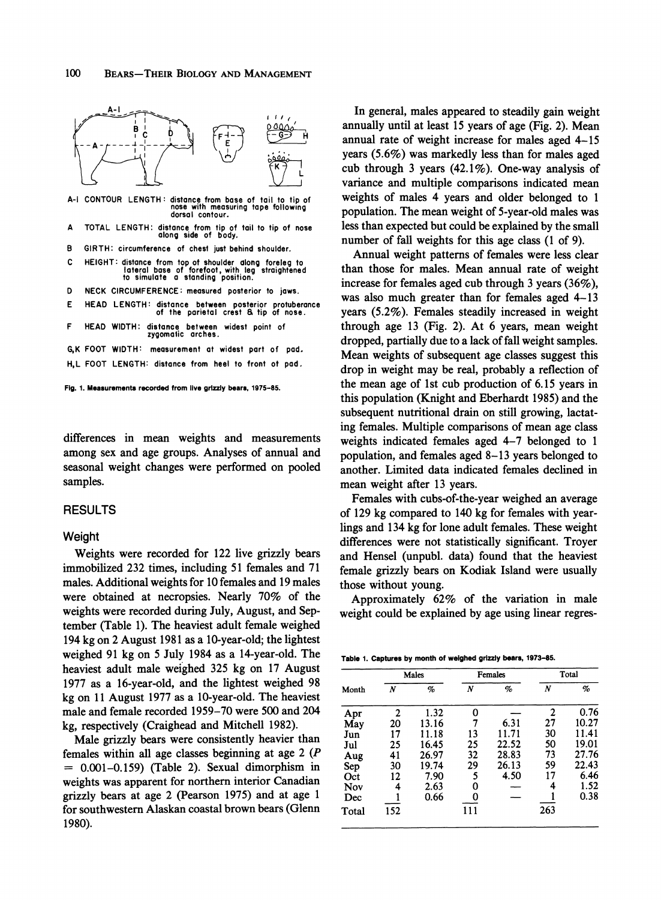A-I CONTOUR LENGTH: distance from base of tail to tip of nose with measuring tape following dorsal contour.

A TOTAL LENGTH: distance from tip of tail to tip of nose along side of body.

B GIRTH: circumference of chest just behind shoulder.

C HEIGHT: distance from top of shoulder along foreleg to lateral base of forefoot, with leg straightened to simulate a standing position.

D NECK CIRCUMFERENCE: measured posterior to jaws.

E HEAD LENGTH: distance between posterior protuberance of the parietal crest & tip of nose.

F HEAD WIDTH: distance between widest point of zygomatic arches.

G,K FOOT WIDTH: measurement at widest part of pad.

H,L FOOT LENGTH: distance from heel to front of pad.

Fig. 1. Measurements recorded from live grizzly bears, 1975–85.

differences in mean weights and measurements among sex and age groups. Analyses of annual and seasonal weight changes were performed on pooled samples.

## RESULTS

### Weight

Weights were recorded for 122 live grizzly bears immobilized 232 times, including 51 females and 71 males. Additional weights for 10 females and 19 males were obtained at necropsies. Nearly 70% of the weights were recorded during July, August, and September (Table 1). The heaviest adult female weighed 194 kg on 2 August 1981 as a 10-year-old; the lightest weighed 91 kg on 5 July 1984 as a 14-year-old. The heaviest adult male weighed 325 kg on 17 August 1977 as a 16-year-old, and the lightest weighed 98 kg on 11 August 1977 as a 10-year-old. The heaviest male and female recorded 1959–70 were 500 and 204 kg, respectively (Craighead and Mitchell 1982).

Male grizzly bears were consistently heavier than females within all age classes beginning at age 2 ($P = 0.001–0.159$) (Table 2). Sexual dimorphism in weights was apparent for northern interior Canadian grizzly bears at age 2 (Pearson 1975) and at age 1 for southwestern Alaskan coastal brown bears (Glenn 1980).

In general, males appeared to steadily gain weight annually until at least 15 years of age (Fig. 2). Mean annual rate of weight increase for males aged 4–15 years (5.6%) was markedly less than for males aged cub through 3 years (42.1%). One-way analysis of variance and multiple comparisons indicated mean weights of males 4 years and older belonged to 1 population. The mean weight of 5-year-old males was less than expected but could be explained by the small number of fall weights for this age class (1 of 9).

Annual weight patterns of females were less clear than those for males. Mean annual rate of weight increase for females aged cub through 3 years (36%), was also much greater than for females aged 4–13 years (5.2%). Females steadily increased in weight through age 13 (Fig. 2). At 6 years, mean weight dropped, partially due to a lack of fall weight samples. Mean weights of subsequent age classes suggest this drop in weight may be real, probably a reflection of the mean age of 1st cub production of 6.15 years in this population (Knight and Eberhardt 1985) and the subsequent nutritional drain on still growing, lactating females. Multiple comparisons of mean age class weights indicated females aged 4–7 belonged to 1 population, and females aged 8–13 years belonged to another. Limited data indicated females declined in mean weight after 13 years.

Females with cubs-of-the-year weighed an average of 129 kg compared to 140 kg for females with yearlings and 134 kg for lone adult females. These weight differences were not statistically significant. Troyer and Hensel (unpubl. data) found that the heaviest female grizzly bears on Kodiak Island were usually those without young.

Approximately 62% of the variation in male weight could be explained by age using linear regres-

Table 1. Captures by month of weighed grizzly bears, 1973–85.

| Month | Males | | Females | | Total | |
|---|---|---|---|---|---|---|
| | N | % | N | % | N | % |
| Apr | 2 | 1.32 | 0 | — | 2 | 0.76 |
| May | 20 | 13.16 | 7 | 6.31 | 27 | 10.27 |
| Jun | 17 | 11.18 | 13 | 11.71 | 30 | 11.41 |
| Jul | 25 | 16.45 | 25 | 22.52 | 50 | 19.01 |
| Aug | 41 | 26.97 | 32 | 28.83 | 73 | 27.76 |
| Sep | 30 | 19.74 | 29 | 26.13 | 59 | 22.43 |
| Oct | 12 | 7.90 | 5 | 4.50 | 17 | 6.46 |
| Nov | 4 | 2.63 | 0 | — | 4 | 1.52 |
| Dec | 1 | 0.66 | 0 | — | 1 | 0.38 |
| Total | 152 | | 111 | | 263 | |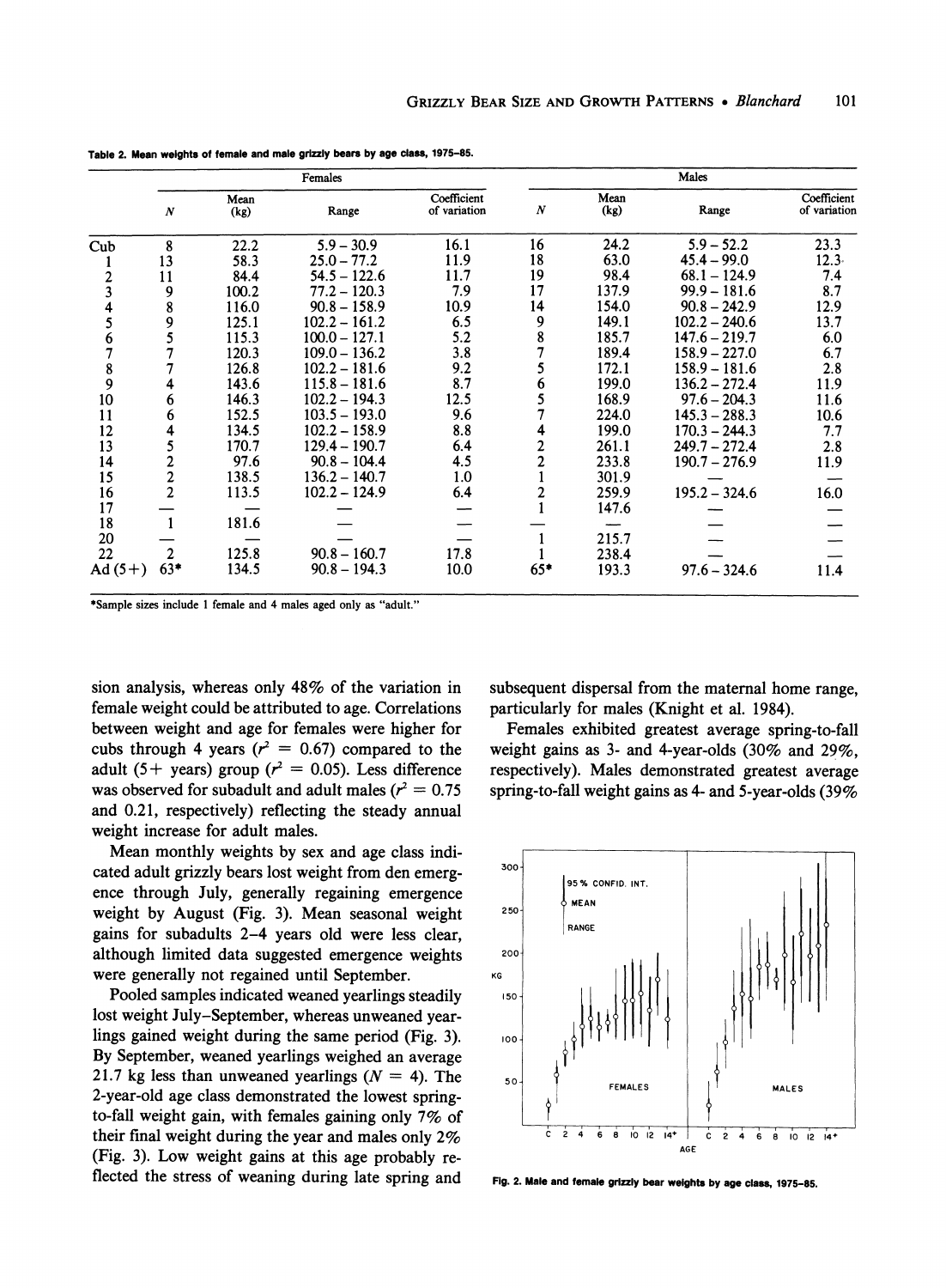Table 2. Mean weights of female and male grizzly bears by age class, 1975–85.

| | Females | | | | Males | | | |
|---|---|---|---|---|---|---|---|---|
| | $N$ | Mean (kg) | Range | Coefficient of variation | $N$ | Mean (kg) | Range | Coefficient of variation |
| Cub | 8 | 22.2 | 5.9 – 30.9 | 16.1 | 16 | 24.2 | 5.9 – 52.2 | 23.3 |
| 1 | 13 | 58.3 | 25.0 – 77.2 | 11.9 | 18 | 63.0 | 45.4 – 99.0 | 12.3 |
| 2 | 11 | 84.4 | 54.5 – 122.6 | 11.7 | 19 | 98.4 | 68.1 – 124.9 | 7.4 |
| 3 | 9 | 100.2 | 77.2 – 120.3 | 7.9 | 17 | 137.9 | 99.9 – 181.6 | 8.7 |
| 4 | 8 | 116.0 | 90.8 – 158.9 | 10.9 | 14 | 154.0 | 90.8 – 242.9 | 12.9 |
| 5 | 9 | 125.1 | 102.2 – 161.2 | 6.5 | 9 | 149.1 | 102.2 – 240.6 | 13.7 |
| 6 | 5 | 115.3 | 100.0 – 127.1 | 5.2 | 8 | 185.7 | 147.6 – 219.7 | 6.0 |
| 7 | 7 | 120.3 | 109.0 – 136.2 | 3.8 | 7 | 189.4 | 158.9 – 227.0 | 6.7 |
| 8 | 7 | 126.8 | 102.2 – 181.6 | 9.2 | 5 | 172.1 | 158.9 – 181.6 | 2.8 |
| 9 | 4 | 143.6 | 115.8 – 181.6 | 8.7 | 6 | 199.0 | 136.2 – 272.4 | 11.9 |
| 10 | 6 | 146.3 | 102.2 – 194.3 | 12.5 | 5 | 168.9 | 97.6 – 204.3 | 11.6 |
| 11 | 6 | 152.5 | 103.5 – 193.0 | 9.6 | 7 | 224.0 | 145.3 – 288.3 | 10.6 |
| 12 | 4 | 134.5 | 102.2 – 158.9 | 8.8 | 4 | 199.0 | 170.3 – 244.3 | 7.7 |
| 13 | 5 | 170.7 | 129.4 – 190.7 | 6.4 | 2 | 261.1 | 249.7 – 272.4 | 2.8 |
| 14 | 2 | 97.6 | 90.8 – 104.4 | 4.5 | 2 | 233.8 | 190.7 – 276.9 | 11.9 |
| 15 | 2 | 138.5 | 136.2 – 140.7 | 1.0 | 1 | 301.9 | — | — |
| 16 | 2 | 113.5 | 102.2 – 124.9 | 6.4 | 2 | 259.9 | 195.2 – 324.6 | 16.0 |
| 17 | — | — | — | — | 1 | 147.6 | — | — |
| 18 | 1 | 181.6 | — | — | — | — | — | — |
| 20 | — | — | — | — | 1 | 215.7 | — | — |
| 22 | 2 | 125.8 | 90.8 – 160.7 | 17.8 | 1 | 238.4 | — | — |
| Ad (5+) | 63* | 134.5 | 90.8 – 194.3 | 10.0 | 65* | 193.3 | 97.6 – 324.6 | 11.4 |

*Sample sizes include 1 female and 4 males aged only as "adult."

sion analysis, whereas only 48% of the variation in female weight could be attributed to age. Correlations between weight and age for females were higher for cubs through 4 years ($r^2 = 0.67$) compared to the adult (5+ years) group ($r^2 = 0.05$). Less difference was observed for subadult and adult males ($r^2 = 0.75$ and 0.21, respectively) reflecting the steady annual weight increase for adult males.

Mean monthly weights by sex and age class indicated adult grizzly bears lost weight from den emergence through July, generally regaining emergence weight by August (Fig. 3). Mean seasonal weight gains for subadults 2–4 years old were less clear, although limited data suggested emergence weights were generally not regained until September.

Pooled samples indicated weaned yearlings steadily lost weight July–September, whereas unweaned yearlings gained weight during the same period (Fig. 3). By September, weaned yearlings weighed an average 21.7 kg less than unweaned yearlings ($N = 4$). The 2-year-old age class demonstrated the lowest spring-to-fall weight gain, with females gaining only 7% of their final weight during the year and males only 2% (Fig. 3). Low weight gains at this age probably reflected the stress of weaning during late spring and subsequent dispersal from the maternal home range, particularly for males (Knight et al. 1984).

Females exhibited greatest average spring-to-fall weight gains as 3- and 4-year-olds (30% and 29%, respectively). Males demonstrated greatest average spring-to-fall weight gains as 4- and 5-year-olds (39%

Fig. 2. Male and female grizzly bear weights by age class, 1975–85.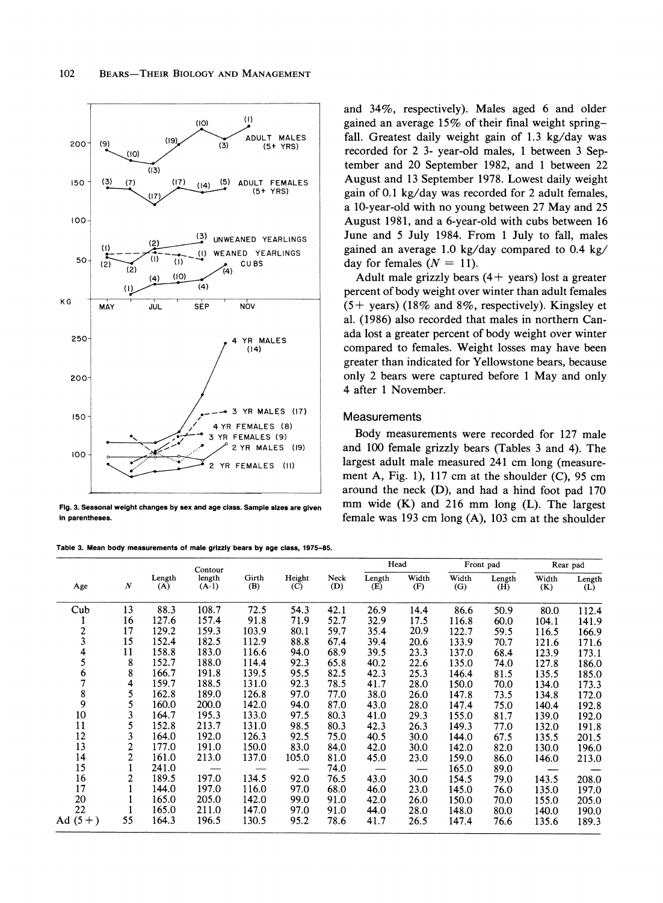Fig. 3. Seasonal weight changes by sex and age class. Sample sizes are given in parentheses.

and 34%, respectively). Males aged 6 and older gained an average 15% of their final weight spring–fall. Greatest daily weight gain of 1.3 kg/day was recorded for 2 3- year-old males, 1 between 3 September and 20 September 1982, and 1 between 22 August and 13 September 1978. Lowest daily weight gain of 0.1 kg/day was recorded for 2 adult females, a 10-year-old with no young between 27 May and 25 August 1981, and a 6-year-old with cubs between 16 June and 5 July 1984. From 1 July to fall, males gained an average 1.0 kg/day compared to 0.4 kg/day for females ($N = 11$).

Adult male grizzly bears (4+ years) lost a greater percent of body weight over winter than adult females (5+ years) (18% and 8%, respectively). Kingsley et al. (1986) also recorded that males in northern Canada lost a greater percent of body weight over winter compared to females. Weight losses may have been greater than indicated for Yellowstone bears, because only 2 bears were captured before 1 May and only 4 after 1 November.

## Measurements

Body measurements were recorded for 127 male and 100 female grizzly bears (Tables 3 and 4). The largest adult male measured 241 cm long (measurement A, Fig. 1), 117 cm at the shoulder (C), 95 cm around the neck (D), and had a hind foot pad 170 mm wide (K) and 216 mm long (L). The largest female was 193 cm long (A), 103 cm at the shoulder

Table 3. Mean body measurements of male grizzly bears by age class, 1975–85.

| Age | N | Length (A) | Contour length (A-1) | Girth (B) | Height (C) | Neck (D) | Head Length (E) | Head Width (F) | Front pad Width (G) | Front pad Length (H) | Rear pad Width (K) | Rear pad Length (L) |
|---|---|---|---|---|---|---|---|---|---|---|---|---|
| Cub | 13 | 88.3 | 108.7 | 72.5 | 54.3 | 42.1 | 26.9 | 14.4 | 86.6 | 50.9 | 80.0 | 112.4 |
| 1 | 16 | 127.6 | 157.4 | 91.8 | 71.9 | 52.7 | 32.9 | 17.5 | 116.8 | 60.0 | 104.1 | 141.9 |
| 2 | 17 | 129.2 | 159.3 | 103.9 | 80.1 | 59.7 | 35.4 | 20.9 | 122.7 | 59.5 | 116.5 | 166.9 |
| 3 | 15 | 152.4 | 182.5 | 112.9 | 88.8 | 67.4 | 39.4 | 20.6 | 133.9 | 70.7 | 121.6 | 171.6 |
| 4 | 11 | 158.8 | 183.0 | 116.6 | 94.0 | 68.9 | 39.5 | 23.3 | 137.0 | 68.4 | 123.9 | 173.1 |
| 5 | 8 | 152.7 | 188.0 | 114.4 | 92.3 | 65.8 | 40.2 | 22.6 | 135.0 | 74.0 | 127.8 | 186.0 |
| 6 | 8 | 166.7 | 191.8 | 139.5 | 95.5 | 82.5 | 42.3 | 25.3 | 146.4 | 81.5 | 135.5 | 185.0 |
| 7 | 4 | 159.7 | 188.5 | 131.0 | 92.3 | 78.5 | 41.7 | 28.0 | 150.0 | 70.0 | 134.0 | 173.3 |
| 8 | 5 | 162.8 | 189.0 | 126.8 | 97.0 | 77.0 | 38.0 | 26.0 | 147.8 | 73.5 | 134.8 | 172.0 |
| 9 | 5 | 160.0 | 200.0 | 142.0 | 94.0 | 87.0 | 43.0 | 28.0 | 147.4 | 75.0 | 140.4 | 192.8 |
| 10 | 3 | 164.7 | 195.3 | 133.0 | 97.5 | 80.3 | 41.0 | 29.3 | 155.0 | 81.7 | 139.0 | 192.0 |
| 11 | 5 | 152.8 | 213.7 | 131.0 | 98.5 | 80.3 | 42.3 | 26.3 | 149.3 | 77.0 | 132.0 | 191.8 |
| 12 | 3 | 164.0 | 192.0 | 126.3 | 92.5 | 75.0 | 40.5 | 30.0 | 144.0 | 67.5 | 135.5 | 201.5 |
| 13 | 2 | 177.0 | 191.0 | 150.0 | 83.0 | 84.0 | 42.0 | 30.0 | 142.0 | 82.0 | 130.0 | 196.0 |
| 14 | 2 | 161.0 | 213.0 | 137.0 | 105.0 | 81.0 | 45.0 | 23.0 | 159.0 | 86.0 | 146.0 | 213.0 |
| 15 | 1 | 241.0 | — | — | — | 74.0 | — | — | 165.0 | 89.0 | — | — |
| 16 | 2 | 189.5 | 197.0 | 134.5 | 92.0 | 76.5 | 43.0 | 30.0 | 154.5 | 79.0 | 143.5 | 208.0 |
| 17 | 1 | 144.0 | 197.0 | 116.0 | 97.0 | 68.0 | 46.0 | 23.0 | 145.0 | 76.0 | 135.0 | 197.0 |
| 20 | 1 | 165.0 | 205.0 | 142.0 | 99.0 | 91.0 | 42.0 | 26.0 | 150.0 | 70.0 | 155.0 | 205.0 |
| 22 | 1 | 165.0 | 211.0 | 147.0 | 97.0 | 91.0 | 44.0 | 28.0 | 148.0 | 80.0 | 140.0 | 190.0 |
| Ad (5+) | 55 | 164.3 | 196.5 | 130.5 | 95.2 | 78.6 | 41.7 | 26.5 | 147.4 | 76.6 | 135.6 | 189.3 |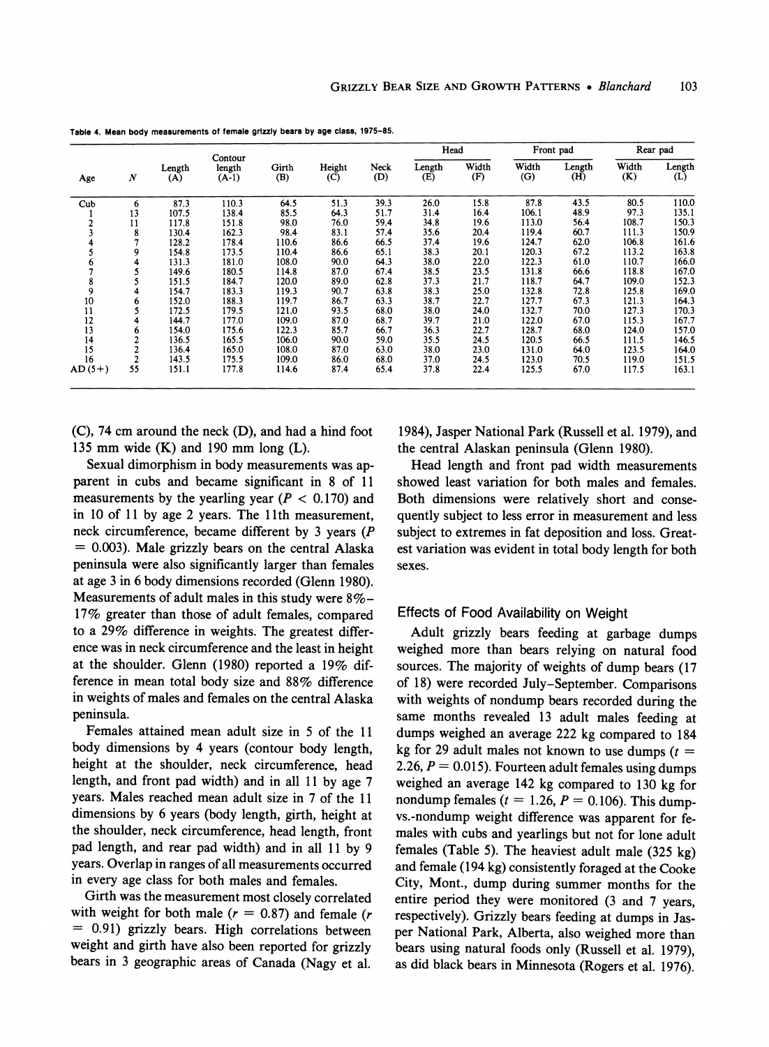**Table 4. Mean body measurements of female grizzly bears by age class, 1975–85.**

| Age | N | Length (A) | Contour length (A-1) | Girth (B) | Height (C) | Neck (D) | Head Length (E) | Head Width (F) | Front pad Width (G) | Front pad Length (H) | Rear pad Width (K) | Rear pad Length (L) |
|---|---|---|---|---|---|---|---|---|---|---|---|---|
| Cub | 6 | 87.3 | 110.3 | 64.5 | 51.3 | 39.3 | 26.0 | 15.8 | 87.8 | 43.5 | 80.5 | 110.0 |
| 1 | 13 | 107.5 | 138.4 | 85.5 | 64.3 | 51.7 | 31.4 | 16.4 | 106.1 | 48.9 | 97.3 | 135.1 |
| 2 | 11 | 117.8 | 151.8 | 98.0 | 76.0 | 59.4 | 34.8 | 19.6 | 113.0 | 56.4 | 108.7 | 150.3 |
| 3 | 8 | 130.4 | 162.3 | 98.4 | 83.1 | 57.4 | 35.6 | 20.4 | 119.4 | 60.7 | 111.3 | 150.9 |
| 4 | 7 | 128.2 | 178.4 | 110.6 | 86.6 | 66.5 | 37.4 | 19.6 | 124.7 | 62.0 | 106.8 | 161.6 |
| 5 | 9 | 154.8 | 173.5 | 110.4 | 86.6 | 65.1 | 38.3 | 20.1 | 120.3 | 67.2 | 113.2 | 163.8 |
| 6 | 4 | 131.3 | 181.0 | 108.0 | 90.0 | 64.3 | 38.0 | 22.0 | 122.3 | 61.0 | 110.7 | 166.0 |
| 7 | 5 | 149.6 | 180.5 | 114.8 | 87.0 | 67.4 | 38.5 | 23.5 | 131.8 | 66.6 | 118.8 | 167.0 |
| 8 | 5 | 151.5 | 184.7 | 120.0 | 89.0 | 62.8 | 37.3 | 21.7 | 118.7 | 64.7 | 109.0 | 152.3 |
| 9 | 4 | 154.7 | 183.3 | 119.3 | 90.7 | 63.8 | 38.3 | 25.0 | 132.8 | 72.8 | 125.8 | 169.0 |
| 10 | 6 | 152.0 | 188.3 | 119.7 | 86.7 | 63.3 | 38.7 | 22.7 | 127.7 | 67.3 | 121.3 | 164.3 |
| 11 | 5 | 172.5 | 179.5 | 121.0 | 93.5 | 68.0 | 38.0 | 24.0 | 132.7 | 70.0 | 127.3 | 170.3 |
| 12 | 4 | 144.7 | 177.0 | 109.0 | 87.0 | 68.7 | 39.7 | 21.0 | 122.0 | 67.0 | 115.3 | 167.7 |
| 13 | 6 | 154.0 | 175.6 | 122.3 | 85.7 | 66.7 | 36.3 | 22.7 | 128.7 | 68.0 | 124.0 | 157.0 |
| 14 | 2 | 136.5 | 165.5 | 106.0 | 90.0 | 59.0 | 35.5 | 24.5 | 120.5 | 66.5 | 111.5 | 146.5 |
| 15 | 2 | 136.4 | 165.0 | 108.0 | 87.0 | 63.0 | 38.0 | 23.0 | 131.0 | 64.0 | 123.5 | 164.0 |
| 16 | 2 | 143.5 | 175.5 | 109.0 | 86.0 | 68.0 | 37.0 | 24.5 | 123.0 | 70.5 | 119.0 | 151.5 |
| AD (5+) | 55 | 151.1 | 177.8 | 114.6 | 87.4 | 65.4 | 37.8 | 22.4 | 125.5 | 67.0 | 117.5 | 163.1 |

(C), 74 cm around the neck (D), and had a hind foot 135 mm wide (K) and 190 mm long (L).

Sexual dimorphism in body measurements was apparent in cubs and became significant in 8 of 11 measurements by the yearling year ($P < 0.170$) and in 10 of 11 by age 2 years. The 11th measurement, neck circumference, became different by 3 years ($P = 0.003$). Male grizzly bears on the central Alaska peninsula were also significantly larger than females at age 3 in 6 body dimensions recorded (Glenn 1980). Measurements of adult males in this study were 8%–17% greater than those of adult females, compared to a 29% difference in weights. The greatest difference was in neck circumference and the least in height at the shoulder. Glenn (1980) reported a 19% difference in mean total body size and 88% difference in weights of males and females on the central Alaska peninsula.

Females attained mean adult size in 5 of the 11 body dimensions by 4 years (contour body length, height at the shoulder, neck circumference, head length, and front pad width) and in all 11 by age 7 years. Males reached mean adult size in 7 of the 11 dimensions by 6 years (body length, girth, height at the shoulder, neck circumference, head length, front pad length, and rear pad width) and in all 11 by 9 years. Overlap in ranges of all measurements occurred in every age class for both males and females.

Girth was the measurement most closely correlated with weight for both male ($r = 0.87$) and female ($r = 0.91$) grizzly bears. High correlations between weight and girth have also been reported for grizzly bears in 3 geographic areas of Canada (Nagy et al. 1984), Jasper National Park (Russell et al. 1979), and the central Alaskan peninsula (Glenn 1980).

Head length and front pad width measurements showed least variation for both males and females. Both dimensions were relatively short and consequently subject to less error in measurement and less subject to extremes in fat deposition and loss. Greatest variation was evident in total body length for both sexes.

## Effects of Food Availability on Weight

Adult grizzly bears feeding at garbage dumps weighed more than bears relying on natural food sources. The majority of weights of dump bears (17 of 18) were recorded July–September. Comparisons with weights of nondump bears recorded during the same months revealed 13 adult males feeding at dumps weighed an average 222 kg compared to 184 kg for 29 adult males not known to use dumps ($t = 2.26$, $P = 0.015$). Fourteen adult females using dumps weighed an average 142 kg compared to 130 kg for nondump females ($t = 1.26$, $P = 0.106$). This dump-vs.-nondump weight difference was apparent for females with cubs and yearlings but not for lone adult females (Table 5). The heaviest adult male (325 kg) and female (194 kg) consistently foraged at the Cooke City, Mont., dump during summer months for the entire period they were monitored (3 and 7 years, respectively). Grizzly bears feeding at dumps in Jasper National Park, Alberta, also weighed more than bears using natural foods only (Russell et al. 1979), as did black bears in Minnesota (Rogers et al. 1976).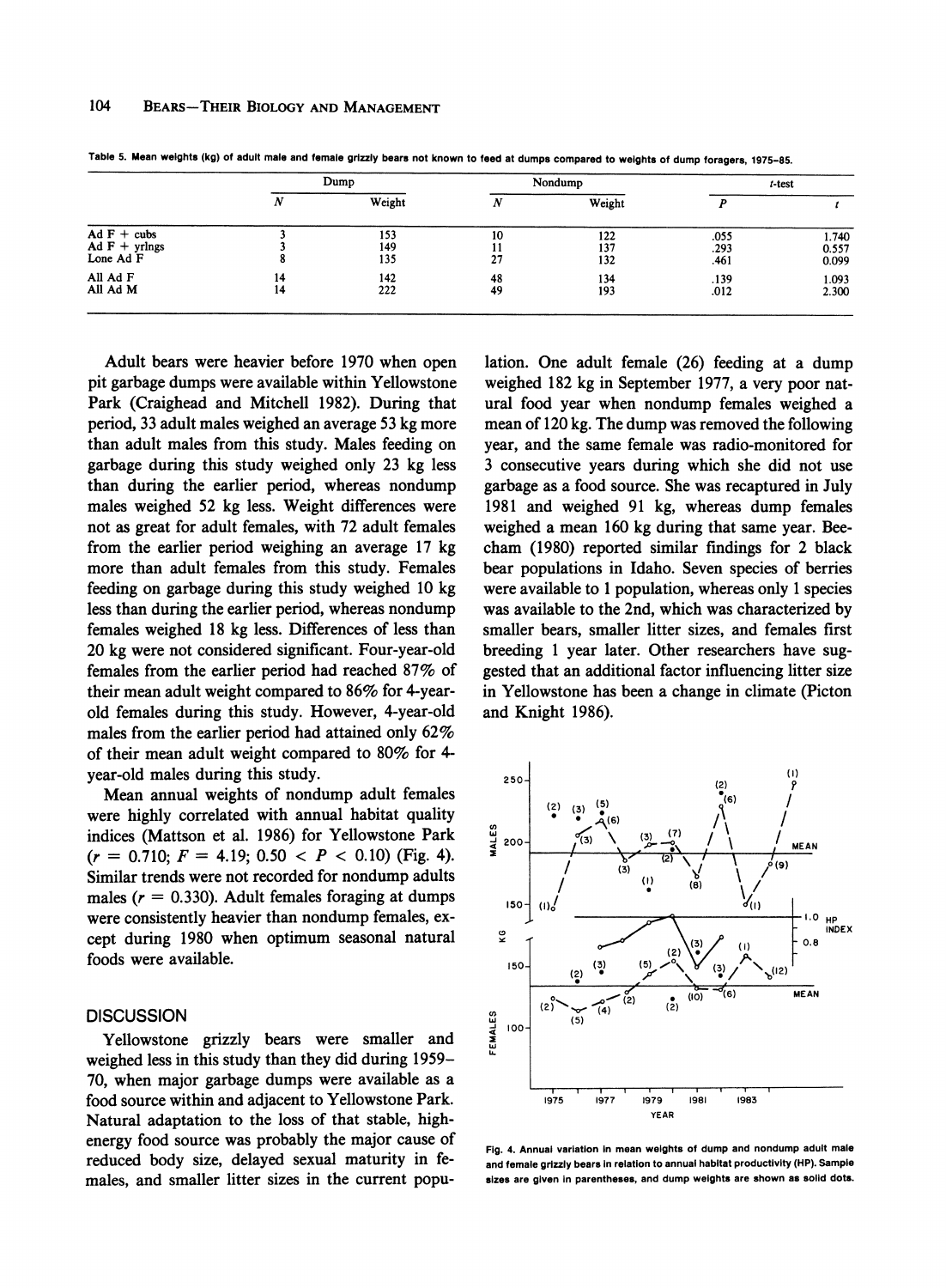Table 5. Mean weights (kg) of adult male and female grizzly bears not known to feed at dumps compared to weights of dump foragers, 1975–85.

| | Dump | | Nondump | | t-test | |
|---|---|---|---|---|---|---|
| | N | Weight | N | Weight | P | t |
| Ad F + cubs | 3 | 153 | 10 | 122 | .055 | 1.740 |
| Ad F + yrlngs | 3 | 149 | 11 | 137 | .293 | 0.557 |
| Lone Ad F | 8 | 135 | 27 | 132 | .461 | 0.099 |
| All Ad F | 14 | 142 | 48 | 134 | .139 | 1.093 |
| All Ad M | 14 | 222 | 49 | 193 | .012 | 2.300 |

Adult bears were heavier before 1970 when open pit garbage dumps were available within Yellowstone Park (Craighead and Mitchell 1982). During that period, 33 adult males weighed an average 53 kg more than adult males from this study. Males feeding on garbage during this study weighed only 23 kg less than during the earlier period, whereas nondump males weighed 52 kg less. Weight differences were not as great for adult females, with 72 adult females from the earlier period weighing an average 17 kg more than adult females from this study. Females feeding on garbage during this study weighed 10 kg less than during the earlier period, whereas nondump females weighed 18 kg less. Differences of less than 20 kg were not considered significant. Four-year-old females from the earlier period had reached 87% of their mean adult weight compared to 86% for 4-year-old females during this study. However, 4-year-old males from the earlier period had attained only 62% of their mean adult weight compared to 80% for 4-year-old males during this study.

Mean annual weights of nondump adult females were highly correlated with annual habitat quality indices (Mattson et al. 1986) for Yellowstone Park ($r = 0.710$; $F = 4.19$; $0.50 < P < 0.10$) (Fig. 4). Similar trends were not recorded for nondump adults males ($r = 0.330$). Adult females foraging at dumps were consistently heavier than nondump females, except during 1980 when optimum seasonal natural foods were available.

## DISCUSSION

Yellowstone grizzly bears were smaller and weighed less in this study than they did during 1959–70, when major garbage dumps were available as a food source within and adjacent to Yellowstone Park. Natural adaptation to the loss of that stable, high-energy food source was probably the major cause of reduced body size, delayed sexual maturity in females, and smaller litter sizes in the current population. One adult female (26) feeding at a dump weighed 182 kg in September 1977, a very poor natural food year when nondump females weighed a mean of 120 kg. The dump was removed the following year, and the same female was radio-monitored for 3 consecutive years during which she did not use garbage as a food source. She was recaptured in July 1981 and weighed 91 kg, whereas dump females weighed a mean 160 kg during that same year. Beecham (1980) reported similar findings for 2 black bear populations in Idaho. Seven species of berries were available to 1 population, whereas only 1 species was available to the 2nd, which was characterized by smaller bears, smaller litter sizes, and females first breeding 1 year later. Other researchers have suggested that an additional factor influencing litter size in Yellowstone has been a change in climate (Picton and Knight 1986).

Fig. 4. Annual variation in mean weights of dump and nondump adult male and female grizzly bears in relation to annual habitat productivity (HP). Sample sizes are given in parentheses, and dump weights are shown as solid dots.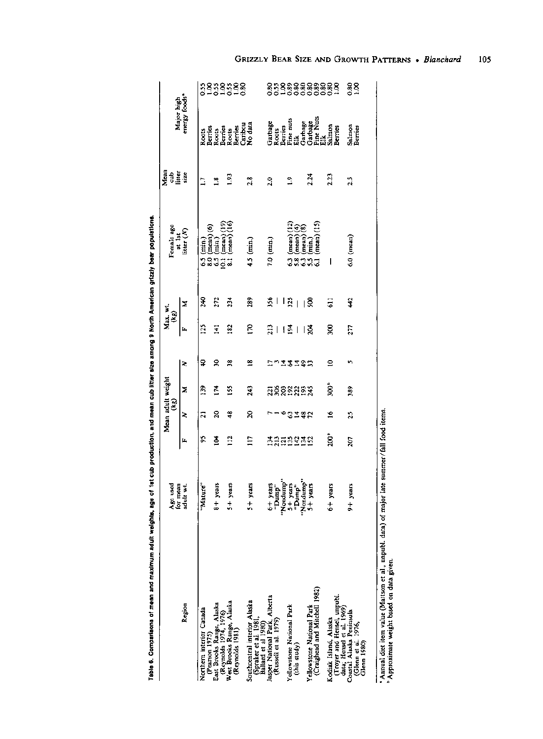**Table 6. Comparisons of mean and maximum adult weights, age of 1st cub production, and mean cub litter size among 9 North American grizzly bear populations.**

| Region | Age used for mean adult wt. | Mean adult weight (kg) F | N | M | N | Max. wt. (kg) F | M | Female age at 1st litter ($\bar{X}$) | Mean cub litter size | Major high energy foods[a] | |
|---|---|---|---|---|---|---|---|---|---|---|---|
| Northern interior Canada (Pearson 1975) | "Mature" | 95 | 21 | 139 | 40 | 125 | 240 | 6.5 (min) | 1.7 | Roots | 0.55 |
| | | | | | | | | 8.0 (mean) (6) | | Berries | 1.00 |
| East Brooks Range, Alaska (Reynolds 1974, 1976) | 8+ years | 104 | 20 | 174 | 30 | 141 | 272 | 6.5 (min) | 1.8 | Roots | 0.55 |
| | | | | | | | | 10.1 (mean) (19) | | Berries | 1.00 |
| West Brooks Range, Alaska (Reynolds 1981) | 5+ years | 112 | 48 | 155 | 38 | 182 | 234 | 8.1 (mean) (16) | 1.93 | Roots | 0.55 |
| | | | | | | | | | | Berries | 1.00 |
| Southcentral interior Alaska (Spraker et al. 1981, Ballard et al. 1980) | 5+ years | 117 | 20 | 243 | 18 | 170 | 289 | 4.5 (min) | 2.8 | Caribou | 0.80 |
| | | | | | | | | | | No data | |
| Jasper National Park, Alberta (Russell et al. 1979) | 6+ years | 134 | 7 | 221 | 17 | 213 | 356 | 7.0 (min) | 2.0 | Garbage | 0.80 |
| | "Dump" | 213 | 1 | 306 | 3 | — | — | | | Roots | 0.55 |
| | "Nondump" | 121 | 6 | 203 | 14 | — | — | | | Berries | 1.00 |
| Yellowstone National Park (this study) | 5+ years | 135 | 63 | 192 | 64 | 194 | 325 | 6.3 (mean) (12) | 1.9 | Pine nuts | 0.89 |
| | "Dump" | 142 | 14 | 222 | 14 | — | — | 5.8 (mean) (4) | | Elk | 0.80 |
| | "Nondump" | 134 | 48 | 193 | 49 | — | — | 6.3 (mean) (8) | | Garbage | 0.80 |
| Yellowstone National Park (Craighead and Mitchell 1982) | 5+ years | 152 | 72 | 245 | 33 | 204 | 500 | 5.5 (min) | 2.24 | Garbage | 0.80 |
| | | | | | | | | 6.1 (mean) (15) | | Pine Nuts | 0.89 |
| | | | | | | | | | | Elk | 0.80 |
| Kodiak Island, Alaska (Troyer and Hensel, unpubl. data; Hensel et al. 1969) | 6+ years | 200[b] | 16 | 300[b] | 10 | 300 | 611 | — | 2.23 | Salmon | 0.80 |
| | | | | | | | | | | Berries | 1.00 |
| Coastal Alaska Peninsula (Glenn et al. 1976, Glenn 1980) | 9+ years | 207 | 25 | 389 | 5 | 277 | 442 | 6.0 (mean) | 2.5 | Salmon | 0.80 |
| | | | | | | | | | | Berries | 1.00 |

[a] Annual diet item value (Mattson et al., unpubl. data) of major late summer/fall food items.
[b] Approximate weight based on data given.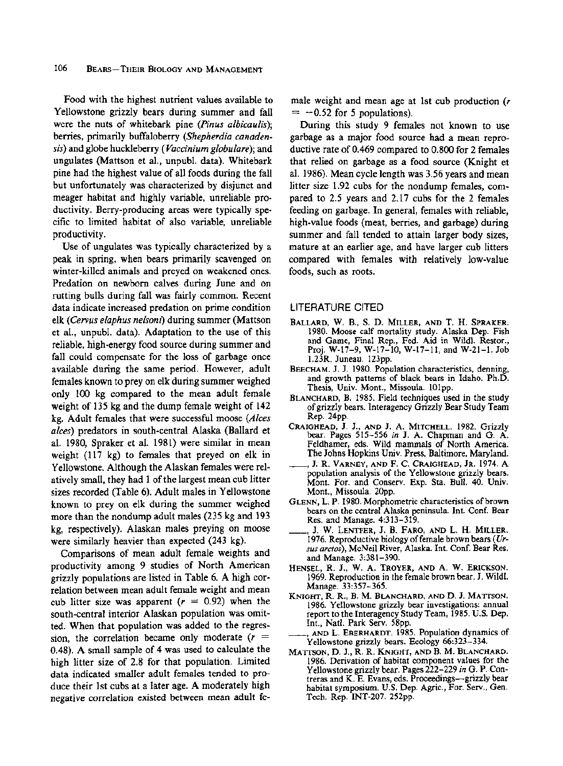Food with the highest nutrient values available to Yellowstone grizzly bears during summer and fall were the nuts of whitebark pine (*Pinus albicaulis*); berries, primarily buffaloberry (*Shepherdia canadensis*) and globe huckleberry (*Vaccinium globulare*); and ungulates (Mattson et al., unpubl. data). Whitebark pine had the highest value of all foods during the fall but unfortunately was characterized by disjunct and meager habitat and highly variable, unreliable productivity. Berry-producing areas were typically specific to limited habitat of also variable, unreliable productivity.

Use of ungulates was typically characterized by a peak in spring, when bears primarily scavenged on winter-killed animals and preyed on weakened ones. Predation on newborn calves during June and on rutting bulls during fall was fairly common. Recent data indicate increased predation on prime condition elk (*Cervus elaphus nelsoni*) during summer (Mattson et al., unpubl. data). Adaptation to the use of this reliable, high-energy food source during summer and fall could compensate for the loss of garbage once available during the same period. However, adult females known to prey on elk during summer weighed only 100 kg compared to the mean adult female weight of 135 kg and the dump female weight of 142 kg. Adult females that were successful moose (*Alces alces*) predators in south-central Alaska (Ballard et al. 1980, Spraker et al. 1981) were similar in mean weight (117 kg) to females that preyed on elk in Yellowstone. Although the Alaskan females were relatively small, they had 1 of the largest mean cub litter sizes recorded (Table 6). Adult males in Yellowstone known to prey on elk during the summer weighed more than the nondump adult males (235 kg and 193 kg, respectively). Alaskan males preying on moose were similarly heavier than expected (243 kg).

Comparisons of mean adult female weights and productivity among 9 studies of North American grizzly populations are listed in Table 6. A high correlation between mean adult female weight and mean cub litter size was apparent ($r = 0.92$) when the south-central interior Alaskan population was omitted. When that population was added to the regression, the correlation became only moderate ($r = 0.48$). A small sample of 4 was used to calculate the high litter size of 2.8 for that population. Limited data indicated smaller adult females tended to produce their 1st cubs at a later age. A moderately high negative correlation existed between mean adult female weight and mean age at 1st cub production ($r = -0.52$ for 5 populations).

During this study 9 females not known to use garbage as a major food source had a mean reproductive rate of 0.469 compared to 0.800 for 2 females that relied on garbage as a food source (Knight et al. 1986). Mean cycle length was 3.56 years and mean litter size 1.92 cubs for the nondump females, compared to 2.5 years and 2.17 cubs for the 2 females feeding on garbage. In general, females with reliable, high-value foods (meat, berries, and garbage) during summer and fall tended to attain larger body sizes, mature at an earlier age, and have larger cub litters compared with females with relatively low-value foods, such as roots.

## LITERATURE CITED

BALLARD, W. B., S. D. MILLER, AND T. H. SPRAKER. 1980. Moose calf mortality study. Alaska Dep. Fish and Game, Final Rep., Fed. Aid in Wildl. Restor., Proj. W-17-9, W-17-10, W-17-11, and W-21-1. Job 1.23R. Juneau. 123pp.

BEECHAM, J. J. 1980. Population characteristics, denning, and growth patterns of black bears in Idaho. Ph.D. Thesis, Univ. Mont., Missoula. 101pp.

BLANCHARD, B. 1985. Field techniques used in the study of grizzly bears. Interagency Grizzly Bear Study Team Rep. 24pp.

CRAIGHEAD, J. J., AND J. A. MITCHELL. 1982. Grizzly bear. Pages 515–556 *in* J. A. Chapman and G. A. Feldhamer, eds. Wild mammals of North America. The Johns Hopkins Univ. Press, Baltimore, Maryland.

———, J. R. VARNEY, AND F. C. CRAIGHEAD, JR. 1974. A population analysis of the Yellowstone grizzly bears. Mont. For. and Conserv. Exp. Sta. Bull. 40. Univ. Mont., Missoula. 20pp.

GLENN, L. P. 1980. Morphometric characteristics of brown bears on the central Alaska peninsula. Int. Conf. Bear Res. and Manage. 4:313–319.

———, J. W. LENTFER, J. B. FARO, AND L. H. MILLER. 1976. Reproductive biology of female brown bears (*Ursus arctos*), McNeil River, Alaska. Int. Conf. Bear Res. and Manage. 3:381–390.

HENSEL, R. J., W. A. TROYER, AND A. W. ERICKSON. 1969. Reproduction in the female brown bear. J. Wildl. Manage. 33:357–365.

KNIGHT, R. R., B. M. BLANCHARD, AND D. J. MATTSON. 1986. Yellowstone grizzly bear investigations: annual report to the Interagency Study Team, 1985. U.S. Dep. Int., Natl. Park Serv. 58pp.

———, AND L. EBERHARDT. 1985. Population dynamics of Yellowstone grizzly bears. Ecology 66:323–334.

MATTSON, D. J., R. R. KNIGHT, AND B. M. BLANCHARD. 1986. Derivation of habitat component values for the Yellowstone grizzly bear. Pages 222–229 *in* G. P. Contreras and K. E. Evans, eds. Proceedings—grizzly bear habitat symposium. U.S. Dep. Agric., For. Serv., Gen. Tech. Rep. INT-207. 252pp.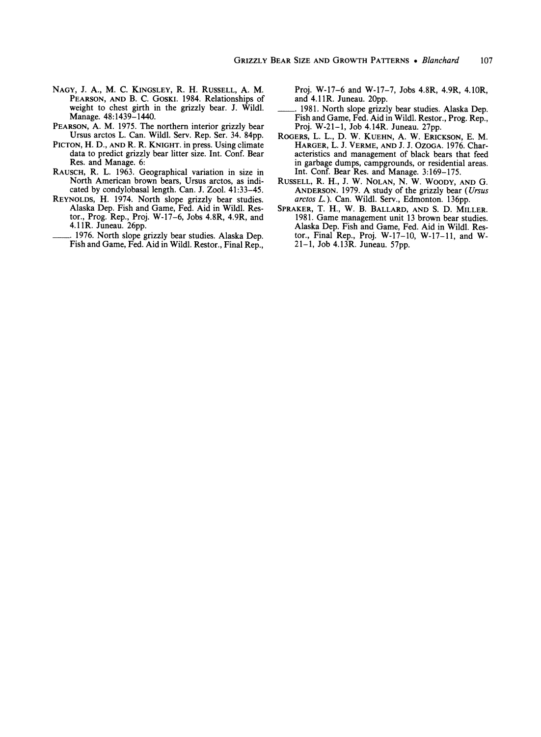NAGY, J. A., M. C. KINGSLEY, R. H. RUSSELL, A. M. PEARSON, AND B. C. GOSKI. 1984. Relationships of weight to chest girth in the grizzly bear. J. Wildl. Manage. 48:1439–1440.

PEARSON, A. M. 1975. The northern interior grizzly bear Ursus arctos L. Can. Wildl. Serv. Rep. Ser. 34. 84pp.

PICTON, H. D., AND R. R. KNIGHT. in press. Using climate data to predict grizzly bear litter size. Int. Conf. Bear Res. and Manage. 6:

RAUSCH, R. L. 1963. Geographical variation in size in North American brown bears, Ursus arctos, as indicated by condylobasal length. Can. J. Zool. 41:33–45.

REYNOLDS, H. 1974. North slope grizzly bear studies. Alaska Dep. Fish and Game, Fed. Aid in Wildl. Restor., Prog. Rep., Proj. W-17-6, Jobs 4.8R, 4.9R, and 4.11R. Juneau. 26pp.

———. 1976. North slope grizzly bear studies. Alaska Dep. Fish and Game, Fed. Aid in Wildl. Restor., Final Rep., Proj. W-17-6 and W-17-7, Jobs 4.8R, 4.9R, 4.10R, and 4.11R. Juneau. 20pp.

———. 1981. North slope grizzly bear studies. Alaska Dep. Fish and Game, Fed. Aid in Wildl. Restor., Prog. Rep., Proj. W-21-1, Job 4.14R. Juneau. 27pp.

ROGERS, L. L., D. W. KUEHN, A. W. ERICKSON, E. M. HARGER, L. J. VERME, AND J. J. OZOGA. 1976. Characteristics and management of black bears that feed in garbage dumps, campgrounds, or residential areas. Int. Conf. Bear Res. and Manage. 3:169–175.

RUSSELL, R. H., J. W. NOLAN, N. W. WOODY, AND G. ANDERSON. 1979. A study of the grizzly bear (*Ursus arctos L.*). Can. Wildl. Serv., Edmonton. 136pp.

SPRAKER, T. H., W. B. BALLARD, AND S. D. MILLER. 1981. Game management unit 13 brown bear studies. Alaska Dep. Fish and Game, Fed. Aid in Wildl. Restor., Final Rep., Proj. W-17-10, W-17-11, and W-21-1, Job 4.13R. Juneau. 57pp.